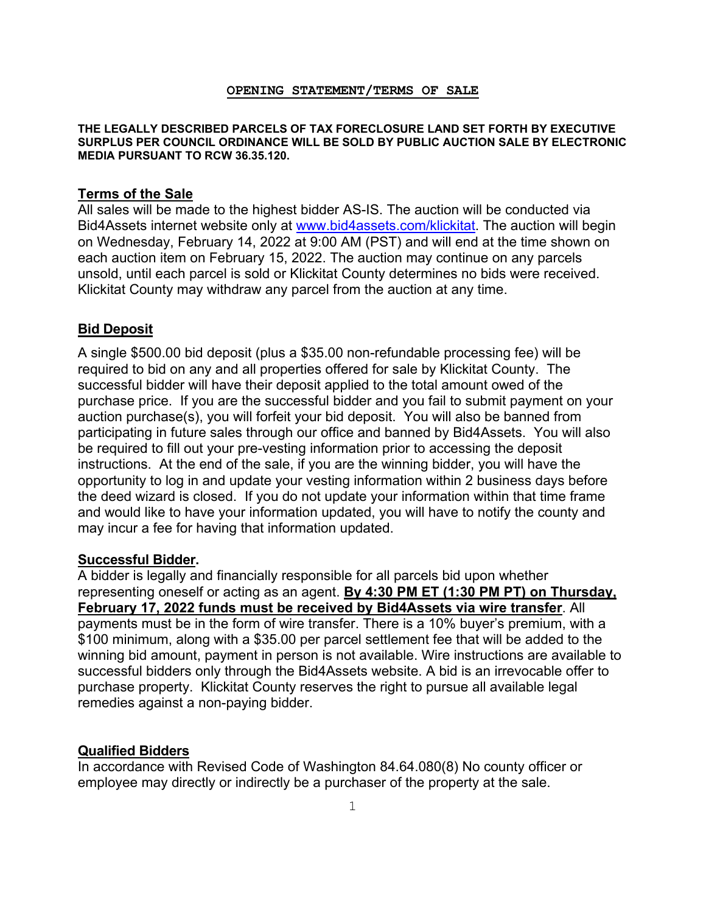## OPENING STATEMENT/TERMS OF SALE

**THE LEGALLY DESCRIBED PARCELS OF TAX FORECLOSURE LAND SET FORTH BY EXECUTIVE SURPLUS PER COUNCIL ORDINANCE WILL BE SOLD BY PUBLIC AUCTION SALE BY ELECTRONIC MEDIA PURSUANT TO RCW 36.35.120.**

### Terms of the Sale

All sales will be made to the highest bidder AS-IS. The auction will be conducted via Bid4Assets internet website only at www.bid4assets.com/klickitat. The auction will begin on Wednesday, February 14, 2022 at 9:00 AM (PST) and will end at the time shown on each auction item on February 15, 2022. The auction may continue on any parcels unsold, until each parcel is sold or Klickitat County determines no bids were received. Klickitat County may withdraw any parcel from the auction at any time.

### Bid Deposit

A single $500.00 bid deposit (plus a $35.00 non-refundable processing fee) will be required to bid on any and all properties offered for sale by Klickitat County. The successful bidder will have their deposit applied to the total amount owed of the purchase price. If you are the successful bidder and you fail to submit payment on your auction purchase(s), you will forfeit your bid deposit. You will also be banned from participating in future sales through our office and banned by Bid4Assets. You will also be required to fill out your pre-vesting information prior to accessing the deposit instructions. At the end of the sale, if you are the winning bidder, you will have the opportunity to log in and update your vesting information within 2 business days before the deed wizard is closed. If you do not update your information within that time frame and would like to have your information updated, you will have to notify the county and may incur a fee for having that information updated.

### Successful Bidder.

A bidder is legally and financially responsible for all parcels bid upon whether representing oneself or acting as an agent. **By 4:30 PM ET (1:30 PM PT) on Thursday, February 17, 2022 funds must be received by Bid4Assets via wire transfer**. All payments must be in the form of wire transfer. There is a 10% buyer's premium, with a $100 minimum, along with a $35.00 per parcel settlement fee that will be added to the winning bid amount, payment in person is not available. Wire instructions are available to successful bidders only through the Bid4Assets website. A bid is an irrevocable offer to purchase property. Klickitat County reserves the right to pursue all available legal remedies against a non-paying bidder.

### Qualified Bidders

In accordance with Revised Code of Washington 84.64.080(8) No county officer or employee may directly or indirectly be a purchaser of the property at the sale.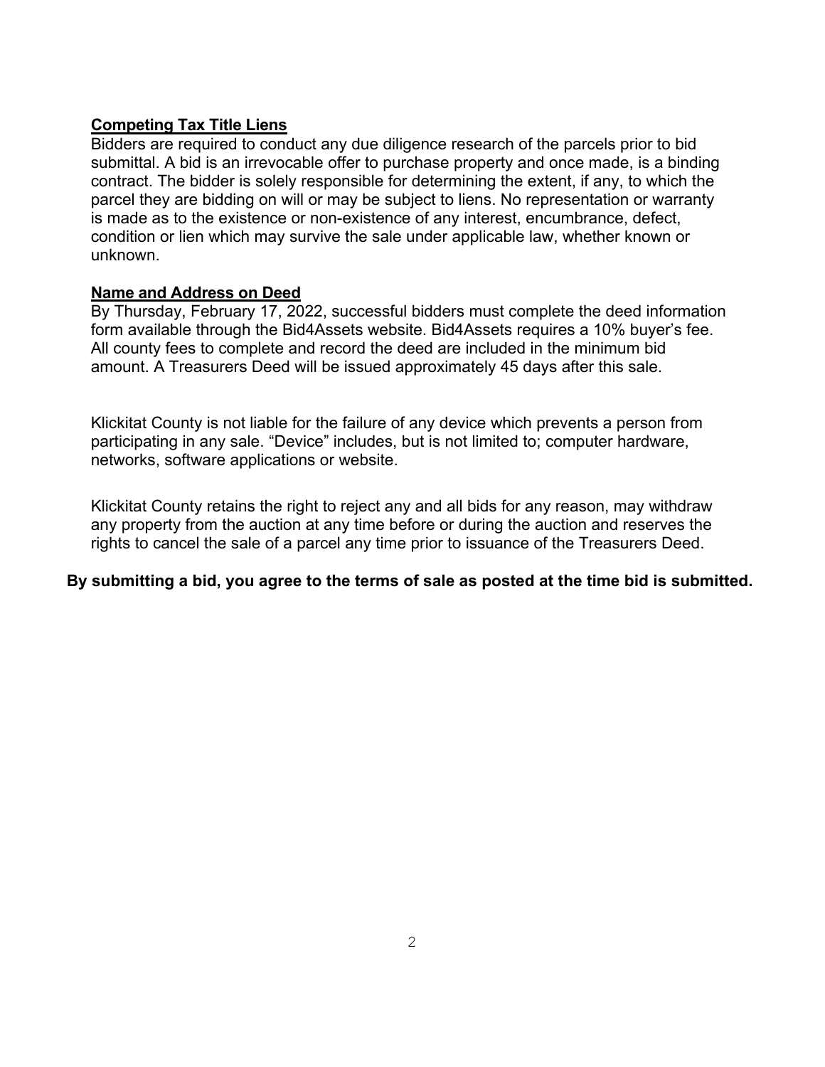**Competing Tax Title Liens**

Bidders are required to conduct any due diligence research of the parcels prior to bid submittal. A bid is an irrevocable offer to purchase property and once made, is a binding contract. The bidder is solely responsible for determining the extent, if any, to which the parcel they are bidding on will or may be subject to liens. No representation or warranty is made as to the existence or non-existence of any interest, encumbrance, defect, condition or lien which may survive the sale under applicable law, whether known or unknown.

**Name and Address on Deed**

By Thursday, February 17, 2022, successful bidders must complete the deed information form available through the Bid4Assets website. Bid4Assets requires a 10% buyer's fee. All county fees to complete and record the deed are included in the minimum bid amount. A Treasurers Deed will be issued approximately 45 days after this sale.

Klickitat County is not liable for the failure of any device which prevents a person from participating in any sale. "Device" includes, but is not limited to; computer hardware, networks, software applications or website.

Klickitat County retains the right to reject any and all bids for any reason, may withdraw any property from the auction at any time before or during the auction and reserves the rights to cancel the sale of a parcel any time prior to issuance of the Treasurers Deed.

**By submitting a bid, you agree to the terms of sale as posted at the time bid is submitted.**